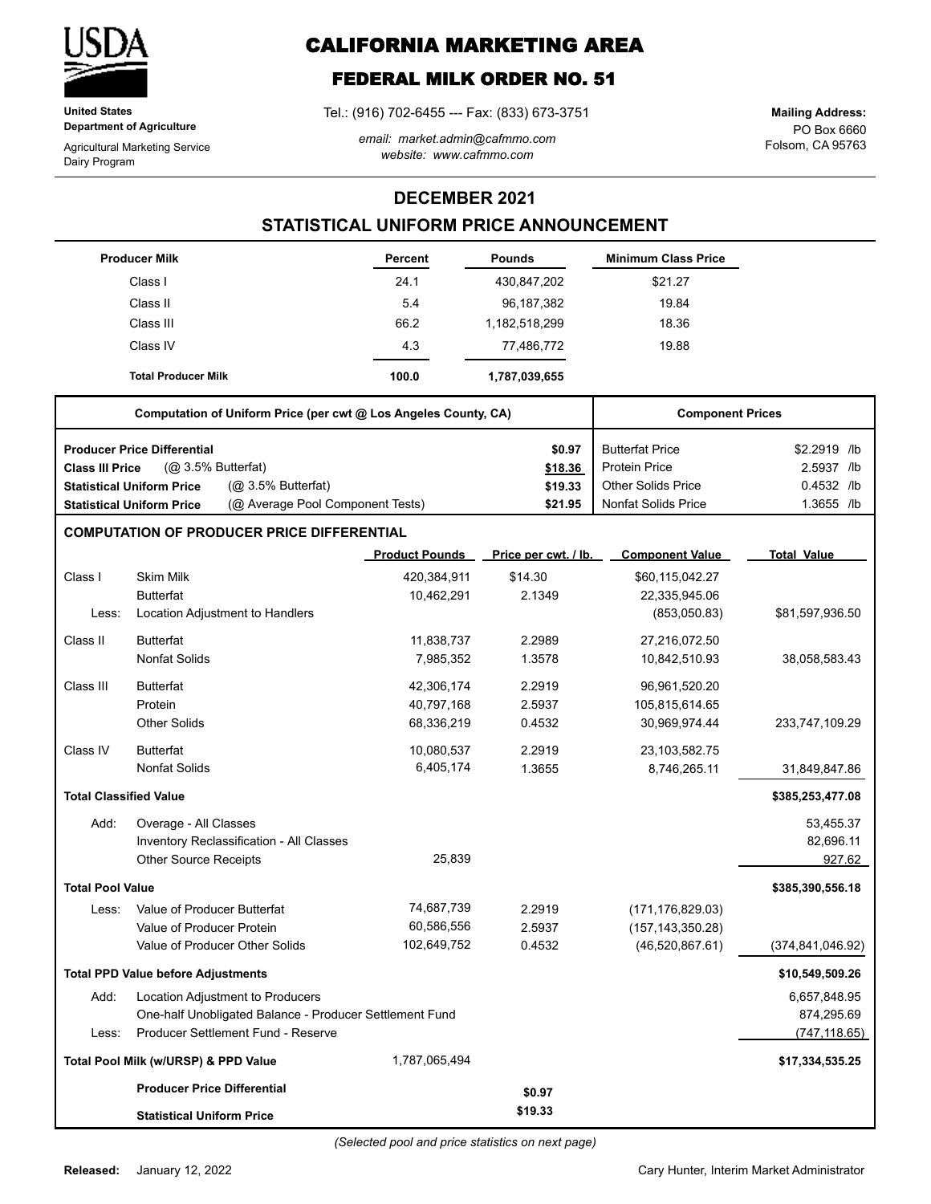# CALIFORNIA MARKETING AREA

## FEDERAL MILK ORDER NO. 51

**United States Department of Agriculture**

Agricultural Marketing Service
Dairy Program

Tel.: (916) 702-6455 --- Fax: (833) 673-3751

*email: market.admin@cafmmo.com*
*website: www.cafmmo.com*

**Mailing Address:**
PO Box 6660
Folsom, CA 95763

## DECEMBER 2021

## STATISTICAL UNIFORM PRICE ANNOUNCEMENT

| Producer Milk | Percent | Pounds | Minimum Class Price |
|---|---|---|---|
| Class I | 24.1 | 430,847,202 | $21.27 |
| Class II | 5.4 | 96,187,382 | 19.84 |
| Class III | 66.2 | 1,182,518,299 | 18.36 |
| Class IV | 4.3 | 77,486,772 | 19.88 |
| **Total Producer Milk** | **100.0** | **1,787,039,655** | |

| Computation of Uniform Price (per cwt @ Los Angeles County, CA) | | Component Prices | |
|---|---|---|---|
| **Producer Price Differential** | $0.97 | Butterfat Price | $2.2919 /lb |
| **Class III Price** (@ 3.5% Butterfat) | $18.36 | Protein Price | 2.5937 /lb |
| **Statistical Uniform Price** (@ 3.5% Butterfat) | $19.33 | Other Solids Price | 0.4532 /lb |
| **Statistical Uniform Price** (@ Average Pool Component Tests) | $21.95 | Nonfat Solids Price | 1.3655 /lb |

### COMPUTATION OF PRODUCER PRICE DIFFERENTIAL

| | | Product Pounds | Price per cwt. / lb. | Component Value | Total Value |
|---|---|---|---|---|---|
| Class I | Skim Milk | 420,384,911 | $14.30 | $60,115,042.27 | |
| | Butterfat | 10,462,291 | 2.1349 | 22,335,945.06 | |
| Less: | Location Adjustment to Handlers | | | (853,050.83) | $81,597,936.50 |
| Class II | Butterfat | 11,838,737 | 2.2989 | 27,216,072.50 | |
| | Nonfat Solids | 7,985,352 | 1.3578 | 10,842,510.93 | 38,058,583.43 |
| Class III | Butterfat | 42,306,174 | 2.2919 | 96,961,520.20 | |
| | Protein | 40,797,168 | 2.5937 | 105,815,614.65 | |
| | Other Solids | 68,336,219 | 0.4532 | 30,969,974.44 | 233,747,109.29 |
| Class IV | Butterfat | 10,080,537 | 2.2919 | 23,103,582.75 | |
| | Nonfat Solids | 6,405,174 | 1.3655 | 8,746,265.11 | 31,849,847.86 |
| **Total Classified Value** | | | | | **$385,253,477.08** |
| Add: | Overage - All Classes | | | | 53,455.37 |
| | Inventory Reclassification - All Classes | | | | 82,696.11 |
| | Other Source Receipts | 25,839 | | | 927.62 |
| **Total Pool Value** | | | | | **$385,390,556.18** |
| Less: | Value of Producer Butterfat | 74,687,739 | 2.2919 | (171,176,829.03) | |
| | Value of Producer Protein | 60,586,556 | 2.5937 | (157,143,350.28) | |
| | Value of Producer Other Solids | 102,649,752 | 0.4532 | (46,520,867.61) | (374,841,046.92) |
| **Total PPD Value before Adjustments** | | | | | **$10,549,509.26** |
| Add: | Location Adjustment to Producers | | | | 6,657,848.95 |
| | One-half Unobligated Balance - Producer Settlement Fund | | | | 874,295.69 |
| Less: | Producer Settlement Fund - Reserve | | | | (747,118.65) |
| **Total Pool Milk (w/URSP) & PPD Value** | | 1,787,065,494 | | | **$17,334,535.25** |
| | **Producer Price Differential** | | **$0.97** | | |
| | **Statistical Uniform Price** | | **$19.33** | | |

*(Selected pool and price statistics on next page)*

**Released:** January 12, 2022

Cary Hunter, Interim Market Administrator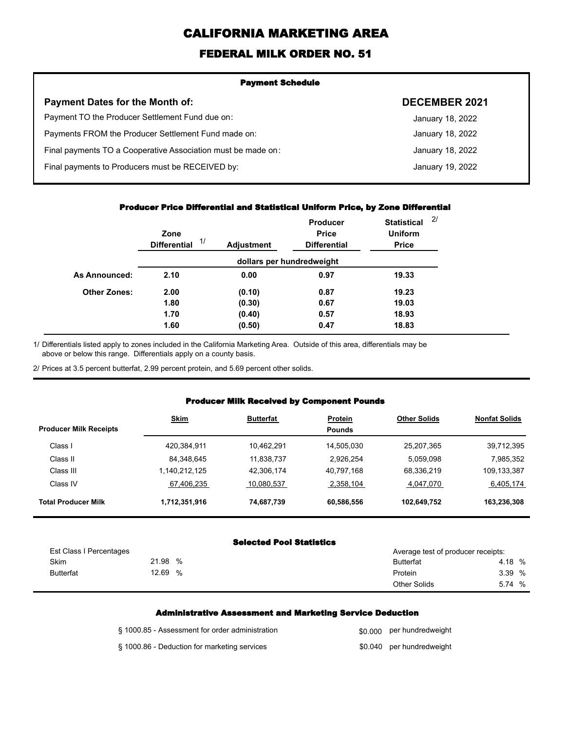# CALIFORNIA MARKETING AREA

## FEDERAL MILK ORDER NO. 51

### Payment Schedule

| Payment Dates for the Month of: | DECEMBER 2021 |
|---|---|
| Payment TO the Producer Settlement Fund due on: | January 18, 2022 |
| Payments FROM the Producer Settlement Fund made on: | January 18, 2022 |
| Final payments TO a Cooperative Association must be made on: | January 18, 2022 |
| Final payments to Producers must be RECEIVED by: | January 19, 2022 |

### Producer Price Differential and Statistical Uniform Price, by Zone Differential

| | Zone Differential 1/ | Adjustment | Producer Price Differential | Statistical Uniform Price 2/ |
|---|---|---|---|---|
| | dollars per hundredweight | | | |
| **As Announced:** | **2.10** | **0.00** | **0.97** | **19.33** |
| **Other Zones:** | **2.00** | **(0.10)** | **0.87** | **19.23** |
| | **1.80** | **(0.30)** | **0.67** | **19.03** |
| | **1.70** | **(0.40)** | **0.57** | **18.93** |
| | **1.60** | **(0.50)** | **0.47** | **18.83** |

1/ Differentials listed apply to zones included in the California Marketing Area. Outside of this area, differentials may be above or below this range. Differentials apply on a county basis.

2/ Prices at 3.5 percent butterfat, 2.99 percent protein, and 5.69 percent other solids.

### Producer Milk Received by Component Pounds

| Producer Milk Receipts | Skim | Butterfat | Protein | Other Solids | Nonfat Solids |
|---|---|---|---|---|---|
| | | | Pounds | | |
| Class I | 420,384,911 | 10,462,291 | 14,505,030 | 25,207,365 | 39,712,395 |
| Class II | 84,348,645 | 11,838,737 | 2,926,254 | 5,059,098 | 7,985,352 |
| Class III | 1,140,212,125 | 42,306,174 | 40,797,168 | 68,336,219 | 109,133,387 |
| Class IV | 67,406,235 | 10,080,537 | 2,358,104 | 4,047,070 | 6,405,174 |
| **Total Producer Milk** | **1,712,351,916** | **74,687,739** | **60,586,556** | **102,649,752** | **163,236,308** |

### Selected Pool Statistics

| Est Class I Percentages | | Average test of producer receipts: | |
|---|---|---|---|
| Skim | 21.98 % | Butterfat | 4.18 % |
| Butterfat | 12.69 % | Protein | 3.39 % |
| | | Other Solids | 5.74 % |

### Administrative Assessment and Marketing Service Deduction

| | |
|---|---|
| § 1000.85 - Assessment for order administration | $0.000 per hundredweight |
| § 1000.86 - Deduction for marketing services | $0.040 per hundredweight |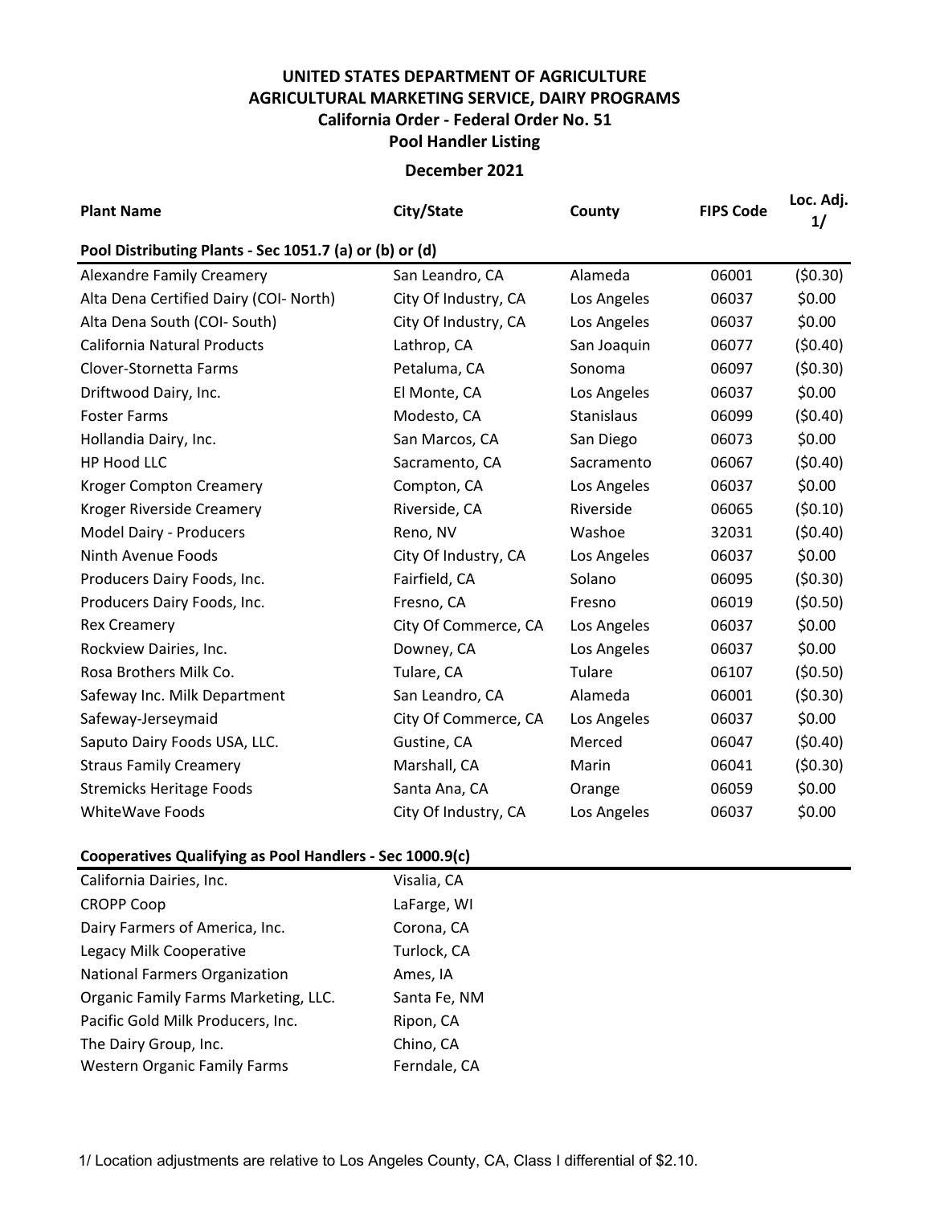# UNITED STATES DEPARTMENT OF AGRICULTURE
## AGRICULTURAL MARKETING SERVICE, DAIRY PROGRAMS
### California Order - Federal Order No. 51
### Pool Handler Listing

**December 2021**

| Plant Name | City/State | County | FIPS Code | Loc. Adj. 1/ |
|---|---|---|---|---|
| **Pool Distributing Plants - Sec 1051.7 (a) or (b) or (d)** | | | | |
| Alexandre Family Creamery | San Leandro, CA | Alameda | 06001 | ($0.30) |
| Alta Dena Certified Dairy (COI- North) | City Of Industry, CA | Los Angeles | 06037 | $0.00 |
| Alta Dena South (COI- South) | City Of Industry, CA | Los Angeles | 06037 | $0.00 |
| California Natural Products | Lathrop, CA | San Joaquin | 06077 | ($0.40) |
| Clover-Stornetta Farms | Petaluma, CA | Sonoma | 06097 | ($0.30) |
| Driftwood Dairy, Inc. | El Monte, CA | Los Angeles | 06037 | $0.00 |
| Foster Farms | Modesto, CA | Stanislaus | 06099 | ($0.40) |
| Hollandia Dairy, Inc. | San Marcos, CA | San Diego | 06073 | $0.00 |
| HP Hood LLC | Sacramento, CA | Sacramento | 06067 | ($0.40) |
| Kroger Compton Creamery | Compton, CA | Los Angeles | 06037 | $0.00 |
| Kroger Riverside Creamery | Riverside, CA | Riverside | 06065 | ($0.10) |
| Model Dairy - Producers | Reno, NV | Washoe | 32031 | ($0.40) |
| Ninth Avenue Foods | City Of Industry, CA | Los Angeles | 06037 | $0.00 |
| Producers Dairy Foods, Inc. | Fairfield, CA | Solano | 06095 | ($0.30) |
| Producers Dairy Foods, Inc. | Fresno, CA | Fresno | 06019 | ($0.50) |
| Rex Creamery | City Of Commerce, CA | Los Angeles | 06037 | $0.00 |
| Rockview Dairies, Inc. | Downey, CA | Los Angeles | 06037 | $0.00 |
| Rosa Brothers Milk Co. | Tulare, CA | Tulare | 06107 | ($0.50) |
| Safeway Inc. Milk Department | San Leandro, CA | Alameda | 06001 | ($0.30) |
| Safeway-Jerseymaid | City Of Commerce, CA | Los Angeles | 06037 | $0.00 |
| Saputo Dairy Foods USA, LLC. | Gustine, CA | Merced | 06047 | ($0.40) |
| Straus Family Creamery | Marshall, CA | Marin | 06041 | ($0.30) |
| Stremicks Heritage Foods | Santa Ana, CA | Orange | 06059 | $0.00 |
| WhiteWave Foods | City Of Industry, CA | Los Angeles | 06037 | $0.00 |
| **Cooperatives Qualifying as Pool Handlers - Sec 1000.9(c)** | | | | |
| California Dairies, Inc. | Visalia, CA | | | |
| CROPP Coop | LaFarge, WI | | | |
| Dairy Farmers of America, Inc. | Corona, CA | | | |
| Legacy Milk Cooperative | Turlock, CA | | | |
| National Farmers Organization | Ames, IA | | | |
| Organic Family Farms Marketing, LLC. | Santa Fe, NM | | | |
| Pacific Gold Milk Producers, Inc. | Ripon, CA | | | |
| The Dairy Group, Inc. | Chino, CA | | | |
| Western Organic Family Farms | Ferndale, CA | | | |

1/ Location adjustments are relative to Los Angeles County, CA, Class I differential of $2.10.